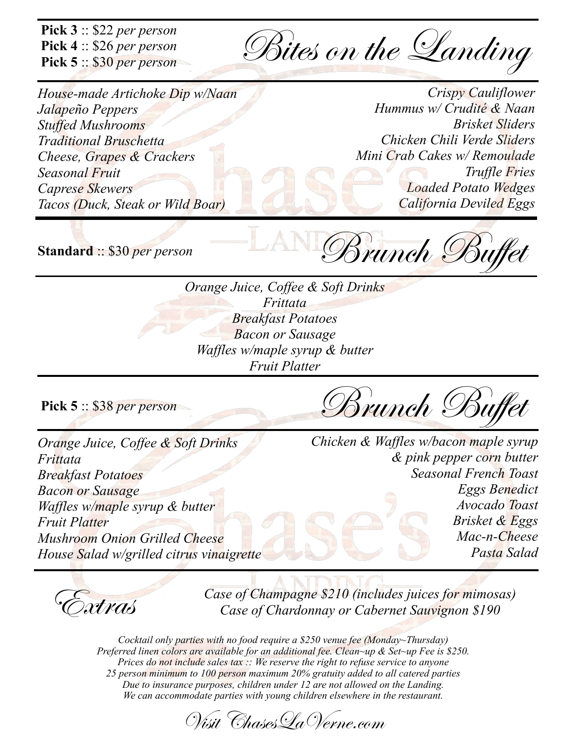# Bites on the Landing

**Pick 3** :: $22 *per person*
**Pick 4** :: $26 *per person*
**Pick 5** :: $30 *per person*

*House-made Artichoke Dip w/Naan*
*Jalapeño Peppers*
*Stuffed Mushrooms*
*Traditional Bruschetta*
*Cheese, Grapes & Crackers*
*Seasonal Fruit*
*Caprese Skewers*
*Tacos (Duck, Steak or Wild Boar)*
*Crispy Cauliflower*
*Hummus w/ Crudité & Naan*
*Brisket Sliders*
*Chicken Chili Verde Sliders*
*Mini Crab Cakes w/ Remoulade*
*Truffle Fries*
*Loaded Potato Wedges*
*California Deviled Eggs*

# Brunch Buffet

**Standard** :: $30 *per person*

*Orange Juice, Coffee & Soft Drinks*
*Frittata*
*Breakfast Potatoes*
*Bacon or Sausage*
*Waffles w/maple syrup & butter*
*Fruit Platter*

# Brunch Buffet

**Pick 5** :: $38 *per person*

*Orange Juice, Coffee & Soft Drinks*
*Frittata*
*Breakfast Potatoes*
*Bacon or Sausage*
*Waffles w/maple syrup & butter*
*Fruit Platter*
*Mushroom Onion Grilled Cheese*
*House Salad w/grilled citrus vinaigrette*
*Chicken & Waffles w/bacon maple syrup & pink pepper corn butter*
*Seasonal French Toast*
*Eggs Benedict*
*Avocado Toast*
*Brisket & Eggs*
*Mac-n-Cheese*
*Pasta Salad*

# Extras

*Case of Champagne $210 (includes juices for mimosas)*
*Case of Chardonnay or Cabernet Sauvignon $190*

*Cocktail only parties with no food require a $250 venue fee (Monday~Thursday)*
*Preferred linen colors are available for an additional fee. Clean~up & Set~up Fee is $250.*
*Prices do not include sales tax :: We reserve the right to refuse service to anyone*
*25 person minimum to 100 person maximum 20% gratuity added to all catered parties*
*Due to insurance purposes, children under 12 are not allowed on the Landing.*
*We can accommodate parties with young children elsewhere in the restaurant.*

*Visit ChasesLaVerne.com*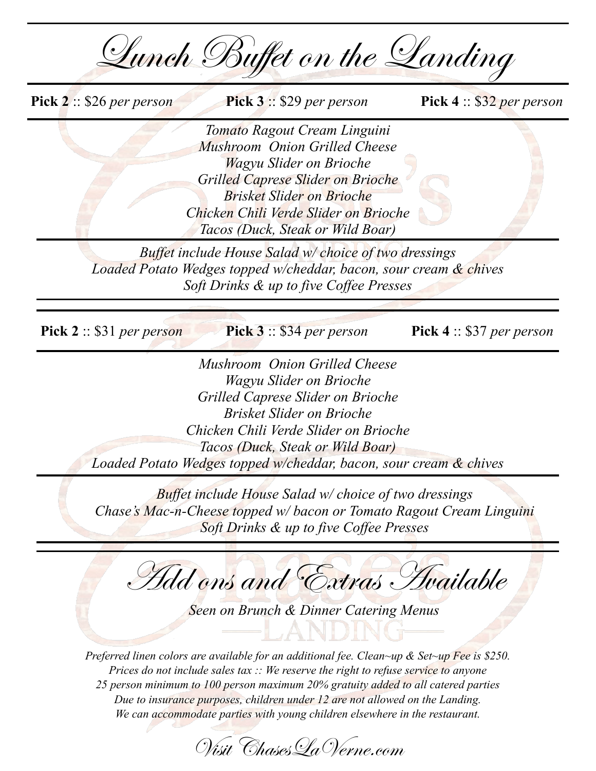# *Lunch Buffet on the Landing*

**Pick 2** :: $26 *per person* **Pick 3** :: $29 *per person* **Pick 4** :: $32 *per person*

*Tomato Ragout Cream Linguini*
*Mushroom Onion Grilled Cheese*
*Wagyu Slider on Brioche*
*Grilled Caprese Slider on Brioche*
*Brisket Slider on Brioche*
*Chicken Chili Verde Slider on Brioche*
*Tacos (Duck, Steak or Wild Boar)*

*Buffet include House Salad w/ choice of two dressings*
*Loaded Potato Wedges topped w/cheddar, bacon, sour cream & chives*
*Soft Drinks & up to five Coffee Presses*

---

**Pick 2** :: $31 *per person* **Pick 3** :: $34 *per person* **Pick 4** :: $37 *per person*

*Mushroom Onion Grilled Cheese*
*Wagyu Slider on Brioche*
*Grilled Caprese Slider on Brioche*
*Brisket Slider on Brioche*
*Chicken Chili Verde Slider on Brioche*
*Tacos (Duck, Steak or Wild Boar)*
*Loaded Potato Wedges topped w/cheddar, bacon, sour cream & chives*

*Buffet include House Salad w/ choice of two dressings*
*Chase's Mac-n-Cheese topped w/ bacon or Tomato Ragout Cream Linguini*
*Soft Drinks & up to five Coffee Presses*

---

## *Add ons and Extras Available*

*Seen on Brunch & Dinner Catering Menus*

*Preferred linen colors are available for an additional fee. Clean~up & Set~up Fee is $250.*
*Prices do not include sales tax :: We reserve the right to refuse service to anyone*
*25 person minimum to 100 person maximum 20% gratuity added to all catered parties*
*Due to insurance purposes, children under 12 are not allowed on the Landing.*
*We can accommodate parties with young children elsewhere in the restaurant.*

*Visit ChasesLaVerne.com*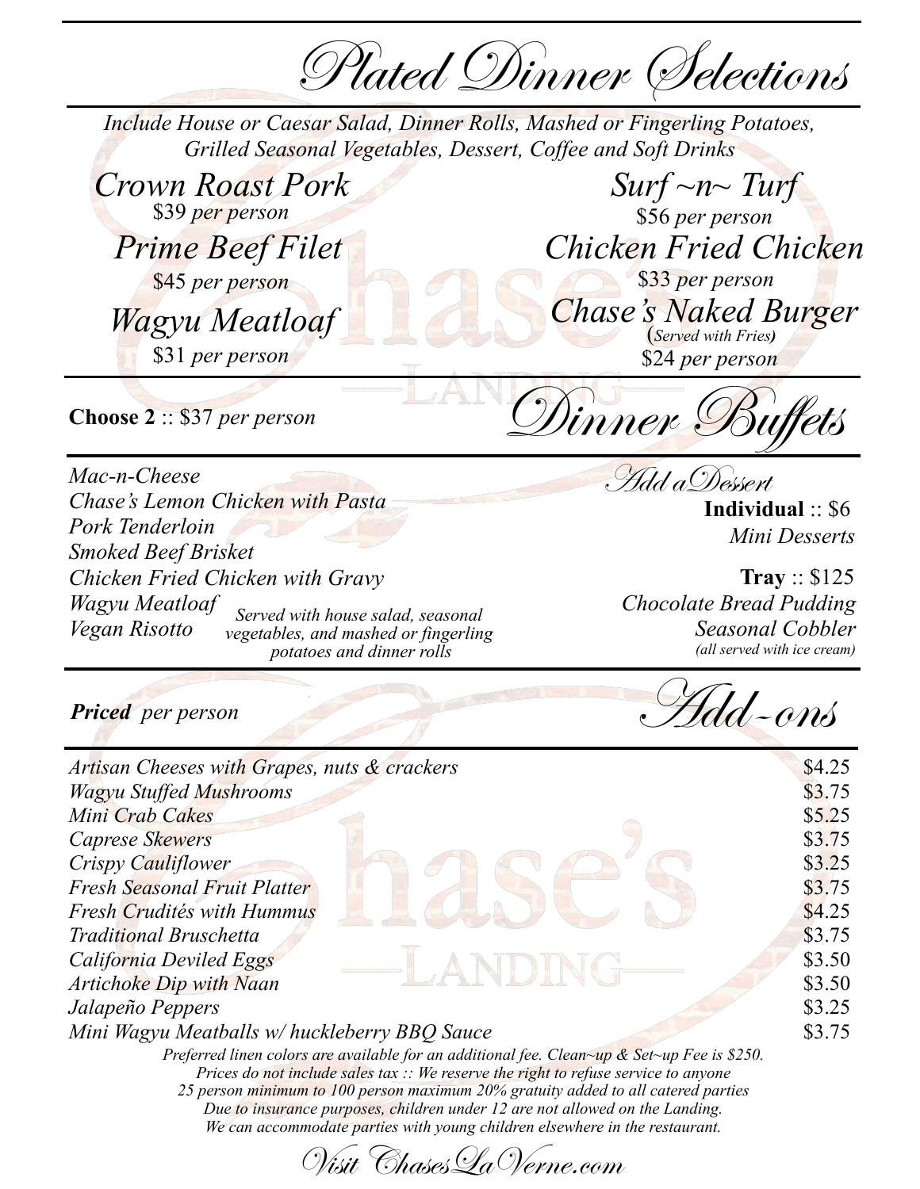# Plated Dinner Selections

*Include House or Caesar Salad, Dinner Rolls, Mashed or Fingerling Potatoes, Grilled Seasonal Vegetables, Dessert, Coffee and Soft Drinks*

*Crown Roast Pork*
$39 *per person*

*Prime Beef Filet*
$45 *per person*

*Wagyu Meatloaf*
$31 *per person*

*Surf ~n~ Turf*
$56 *per person*

*Chicken Fried Chicken*
$33 *per person*

*Chase's Naked Burger*
(*Served with Fries*)
$24 *per person*

# Dinner Buffets

**Choose 2** :: $37 *per person*

*Mac-n-Cheese*
*Chase's Lemon Chicken with Pasta*
*Pork Tenderloin*
*Smoked Beef Brisket*
*Chicken Fried Chicken with Gravy*
*Wagyu Meatloaf*
*Vegan Risotto*

*Served with house salad, seasonal vegetables, and mashed or fingerling potatoes and dinner rolls*

## Add a Dessert

**Individual** :: $6
*Mini Desserts*

**Tray** :: $125
*Chocolate Bread Pudding*
*Seasonal Cobbler*
*(all served with ice cream)*

# Add-ons

***Priced*** *per person*

| | |
|---|---|
| *Artisan Cheeses with Grapes, nuts & crackers* | $4.25 |
| *Wagyu Stuffed Mushrooms* | $3.75 |
| *Mini Crab Cakes* | $5.25 |
| *Caprese Skewers* | $3.75 |
| *Crispy Cauliflower* | $3.25 |
| *Fresh Seasonal Fruit Platter* | $3.75 |
| *Fresh Crudités with Hummus* | $4.25 |
| *Traditional Bruschetta* | $3.75 |
| *California Deviled Eggs* | $3.50 |
| *Artichoke Dip with Naan* | $3.50 |
| *Jalapeño Peppers* | $3.25 |
| *Mini Wagyu Meatballs w/ huckleberry BBQ Sauce* | $3.75 |

*Preferred linen colors are available for an additional fee. Clean~up & Set~up Fee is $250.*
*Prices do not include sales tax :: We reserve the right to refuse service to anyone*
*25 person minimum to 100 person maximum 20% gratuity added to all catered parties*
*Due to insurance purposes, children under 12 are not allowed on the Landing.*
*We can accommodate parties with young children elsewhere in the restaurant.*

*Visit ChasesLaVerne.com*